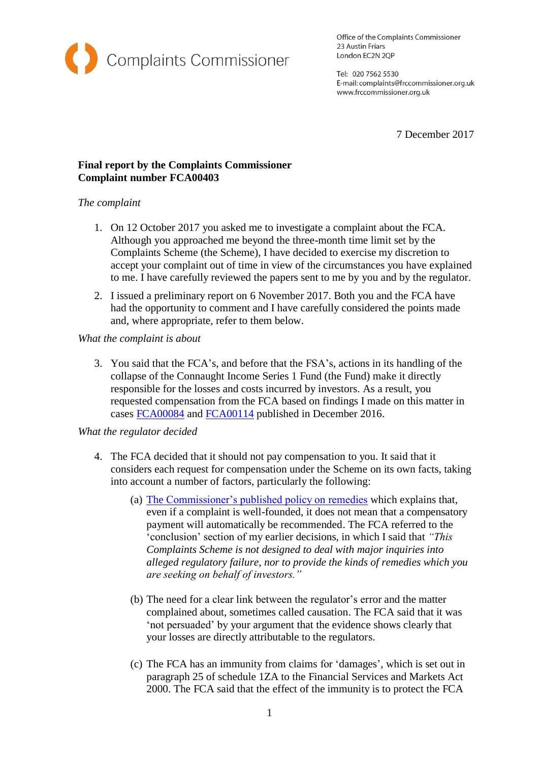Complaints Commissioner

Office of the Complaints Commissioner
23 Austin Friars
London EC2N 2QP

Tel: 020 7562 5530
E-mail: complaints@frccommissioner.org.uk
www.frccommissioner.org.uk

7 December 2017

**Final report by the Complaints Commissioner**
**Complaint number FCA00403**

*The complaint*

1. On 12 October 2017 you asked me to investigate a complaint about the FCA. Although you approached me beyond the three-month time limit set by the Complaints Scheme (the Scheme), I have decided to exercise my discretion to accept your complaint out of time in view of the circumstances you have explained to me. I have carefully reviewed the papers sent to me by you and by the regulator.

2. I issued a preliminary report on 6 November 2017. Both you and the FCA have had the opportunity to comment and I have carefully considered the points made and, where appropriate, refer to them below.

*What the complaint is about*

3. You said that the FCA's, and before that the FSA's, actions in its handling of the collapse of the Connaught Income Series 1 Fund (the Fund) make it directly responsible for the losses and costs incurred by investors. As a result, you requested compensation from the FCA based on findings I made on this matter in cases FCA00084 and FCA00114 published in December 2016.

*What the regulator decided*

4. The FCA decided that it should not pay compensation to you. It said that it considers each request for compensation under the Scheme on its own facts, taking into account a number of factors, particularly the following:

   (a) The Commissioner's published policy on remedies which explains that, even if a complaint is well-founded, it does not mean that a compensatory payment will automatically be recommended. The FCA referred to the 'conclusion' section of my earlier decisions, in which I said that *"This Complaints Scheme is not designed to deal with major inquiries into alleged regulatory failure, nor to provide the kinds of remedies which you are seeking on behalf of investors."*

   (b) The need for a clear link between the regulator's error and the matter complained about, sometimes called causation. The FCA said that it was 'not persuaded' by your argument that the evidence shows clearly that your losses are directly attributable to the regulators.

   (c) The FCA has an immunity from claims for 'damages', which is set out in paragraph 25 of schedule 1ZA to the Financial Services and Markets Act 2000. The FCA said that the effect of the immunity is to protect the FCA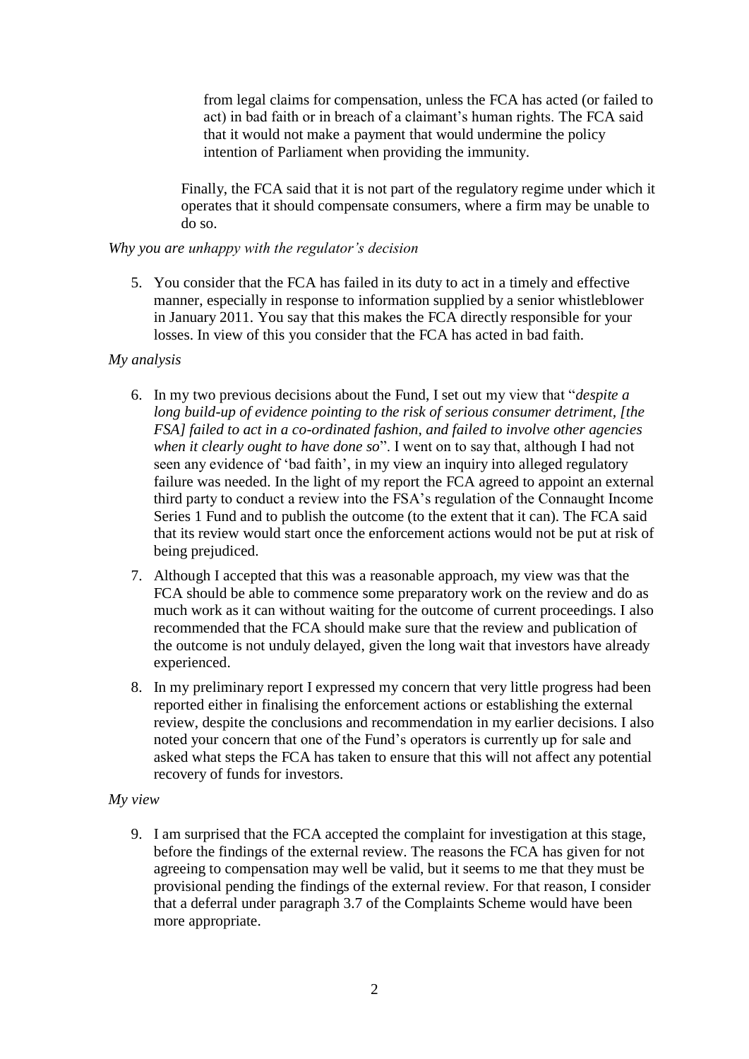from legal claims for compensation, unless the FCA has acted (or failed to act) in bad faith or in breach of a claimant's human rights. The FCA said that it would not make a payment that would undermine the policy intention of Parliament when providing the immunity.

Finally, the FCA said that it is not part of the regulatory regime under which it operates that it should compensate consumers, where a firm may be unable to do so.

*Why you are unhappy with the regulator's decision*

5. You consider that the FCA has failed in its duty to act in a timely and effective manner, especially in response to information supplied by a senior whistleblower in January 2011. You say that this makes the FCA directly responsible for your losses. In view of this you consider that the FCA has acted in bad faith.

*My analysis*

6. In my two previous decisions about the Fund, I set out my view that "*despite a long build-up of evidence pointing to the risk of serious consumer detriment, [the FSA] failed to act in a co-ordinated fashion, and failed to involve other agencies when it clearly ought to have done so*". I went on to say that, although I had not seen any evidence of 'bad faith', in my view an inquiry into alleged regulatory failure was needed. In the light of my report the FCA agreed to appoint an external third party to conduct a review into the FSA's regulation of the Connaught Income Series 1 Fund and to publish the outcome (to the extent that it can). The FCA said that its review would start once the enforcement actions would not be put at risk of being prejudiced.
7. Although I accepted that this was a reasonable approach, my view was that the FCA should be able to commence some preparatory work on the review and do as much work as it can without waiting for the outcome of current proceedings. I also recommended that the FCA should make sure that the review and publication of the outcome is not unduly delayed, given the long wait that investors have already experienced.
8. In my preliminary report I expressed my concern that very little progress had been reported either in finalising the enforcement actions or establishing the external review, despite the conclusions and recommendation in my earlier decisions. I also noted your concern that one of the Fund's operators is currently up for sale and asked what steps the FCA has taken to ensure that this will not affect any potential recovery of funds for investors.

*My view*

9. I am surprised that the FCA accepted the complaint for investigation at this stage, before the findings of the external review. The reasons the FCA has given for not agreeing to compensation may well be valid, but it seems to me that they must be provisional pending the findings of the external review. For that reason, I consider that a deferral under paragraph 3.7 of the Complaints Scheme would have been more appropriate.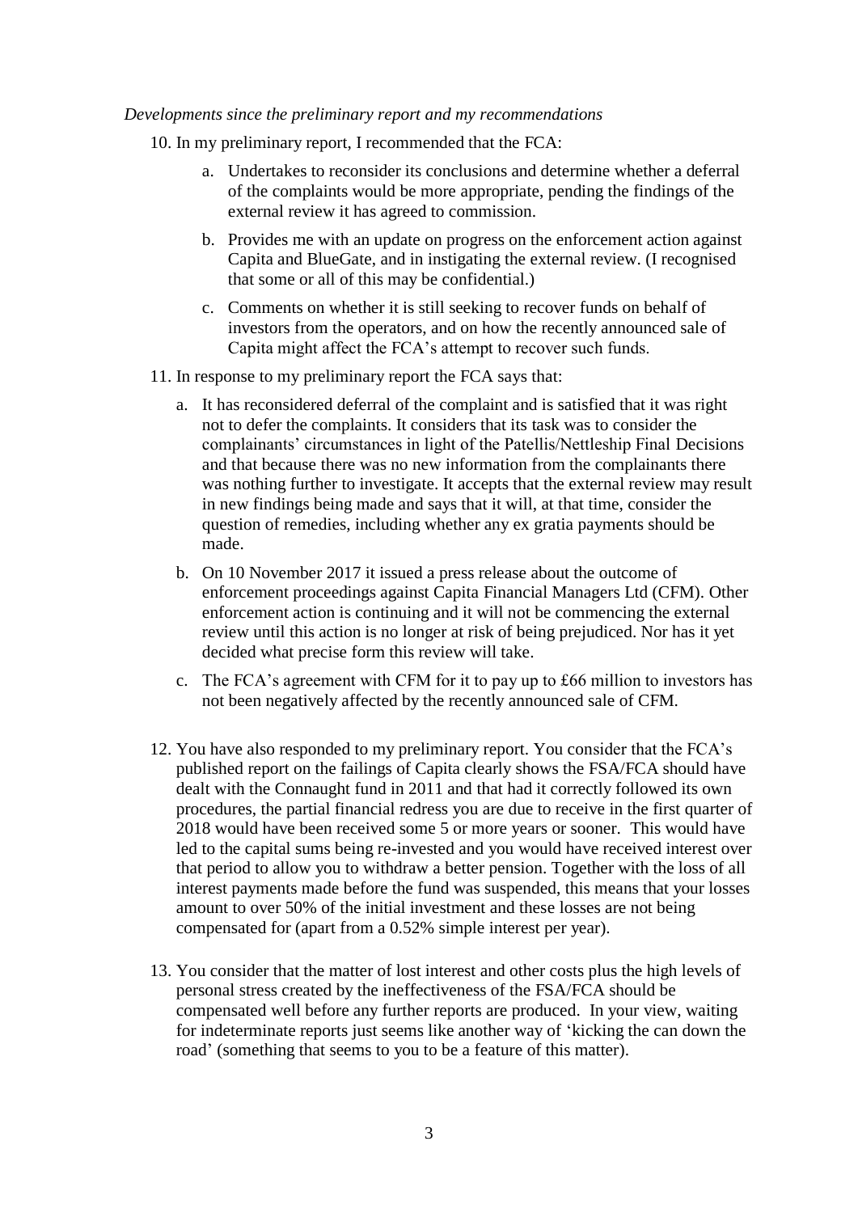*Developments since the preliminary report and my recommendations*

10. In my preliminary report, I recommended that the FCA:

    a. Undertakes to reconsider its conclusions and determine whether a deferral of the complaints would be more appropriate, pending the findings of the external review it has agreed to commission.

    b. Provides me with an update on progress on the enforcement action against Capita and BlueGate, and in instigating the external review. (I recognised that some or all of this may be confidential.)

    c. Comments on whether it is still seeking to recover funds on behalf of investors from the operators, and on how the recently announced sale of Capita might affect the FCA's attempt to recover such funds.

11. In response to my preliminary report the FCA says that:

    a. It has reconsidered deferral of the complaint and is satisfied that it was right not to defer the complaints. It considers that its task was to consider the complainants' circumstances in light of the Patellis/Nettleship Final Decisions and that because there was no new information from the complainants there was nothing further to investigate. It accepts that the external review may result in new findings being made and says that it will, at that time, consider the question of remedies, including whether any ex gratia payments should be made.

    b. On 10 November 2017 it issued a press release about the outcome of enforcement proceedings against Capita Financial Managers Ltd (CFM). Other enforcement action is continuing and it will not be commencing the external review until this action is no longer at risk of being prejudiced. Nor has it yet decided what precise form this review will take.

    c. The FCA's agreement with CFM for it to pay up to £66 million to investors has not been negatively affected by the recently announced sale of CFM.

12. You have also responded to my preliminary report. You consider that the FCA's published report on the failings of Capita clearly shows the FSA/FCA should have dealt with the Connaught fund in 2011 and that had it correctly followed its own procedures, the partial financial redress you are due to receive in the first quarter of 2018 would have been received some 5 or more years or sooner. This would have led to the capital sums being re-invested and you would have received interest over that period to allow you to withdraw a better pension. Together with the loss of all interest payments made before the fund was suspended, this means that your losses amount to over 50% of the initial investment and these losses are not being compensated for (apart from a 0.52% simple interest per year).

13. You consider that the matter of lost interest and other costs plus the high levels of personal stress created by the ineffectiveness of the FSA/FCA should be compensated well before any further reports are produced. In your view, waiting for indeterminate reports just seems like another way of 'kicking the can down the road' (something that seems to you to be a feature of this matter).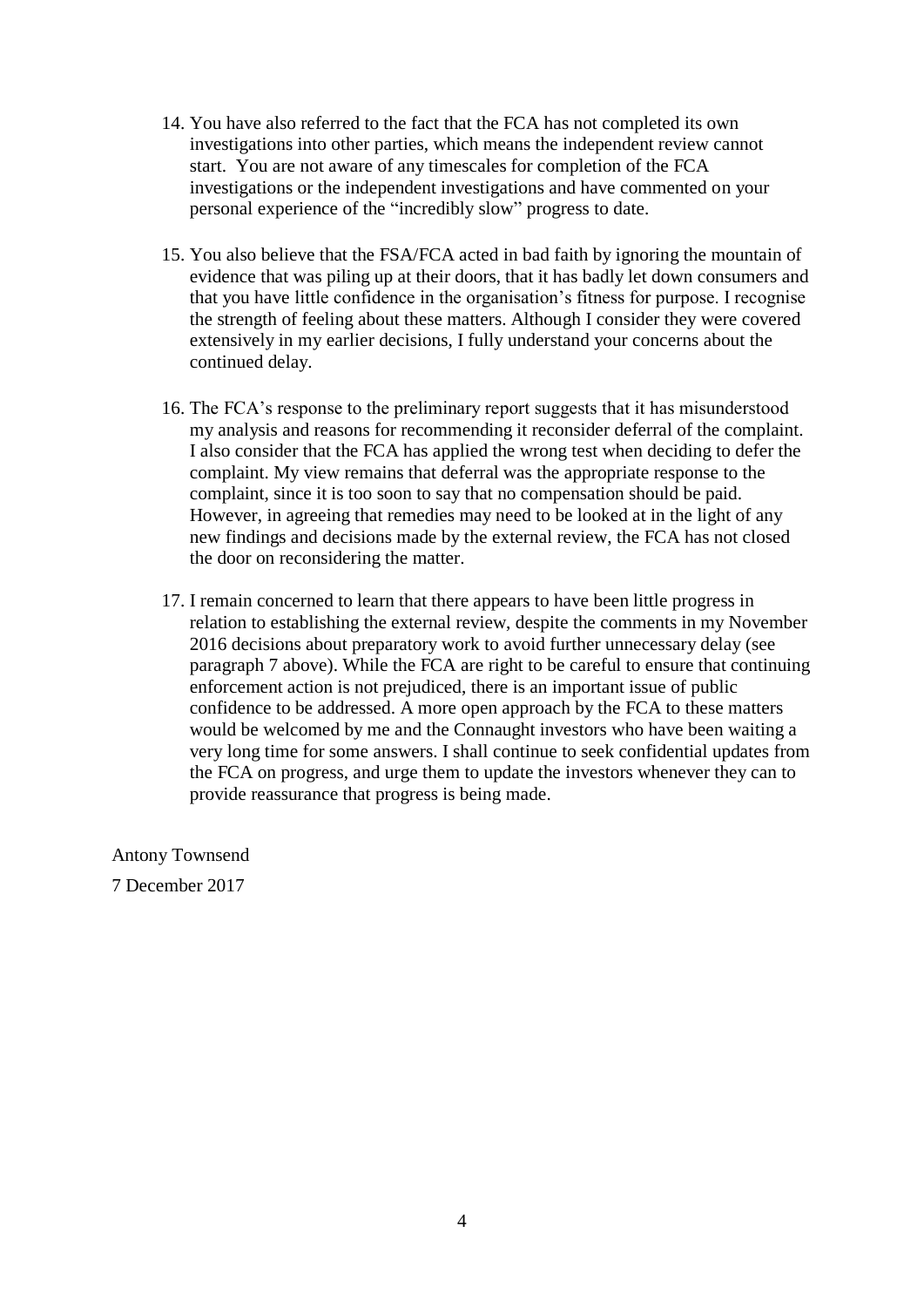14. You have also referred to the fact that the FCA has not completed its own investigations into other parties, which means the independent review cannot start. You are not aware of any timescales for completion of the FCA investigations or the independent investigations and have commented on your personal experience of the "incredibly slow" progress to date.

15. You also believe that the FSA/FCA acted in bad faith by ignoring the mountain of evidence that was piling up at their doors, that it has badly let down consumers and that you have little confidence in the organisation's fitness for purpose. I recognise the strength of feeling about these matters. Although I consider they were covered extensively in my earlier decisions, I fully understand your concerns about the continued delay.

16. The FCA's response to the preliminary report suggests that it has misunderstood my analysis and reasons for recommending it reconsider deferral of the complaint. I also consider that the FCA has applied the wrong test when deciding to defer the complaint. My view remains that deferral was the appropriate response to the complaint, since it is too soon to say that no compensation should be paid. However, in agreeing that remedies may need to be looked at in the light of any new findings and decisions made by the external review, the FCA has not closed the door on reconsidering the matter.

17. I remain concerned to learn that there appears to have been little progress in relation to establishing the external review, despite the comments in my November 2016 decisions about preparatory work to avoid further unnecessary delay (see paragraph 7 above). While the FCA are right to be careful to ensure that continuing enforcement action is not prejudiced, there is an important issue of public confidence to be addressed. A more open approach by the FCA to these matters would be welcomed by me and the Connaught investors who have been waiting a very long time for some answers. I shall continue to seek confidential updates from the FCA on progress, and urge them to update the investors whenever they can to provide reassurance that progress is being made.

Antony Townsend

7 December 2017